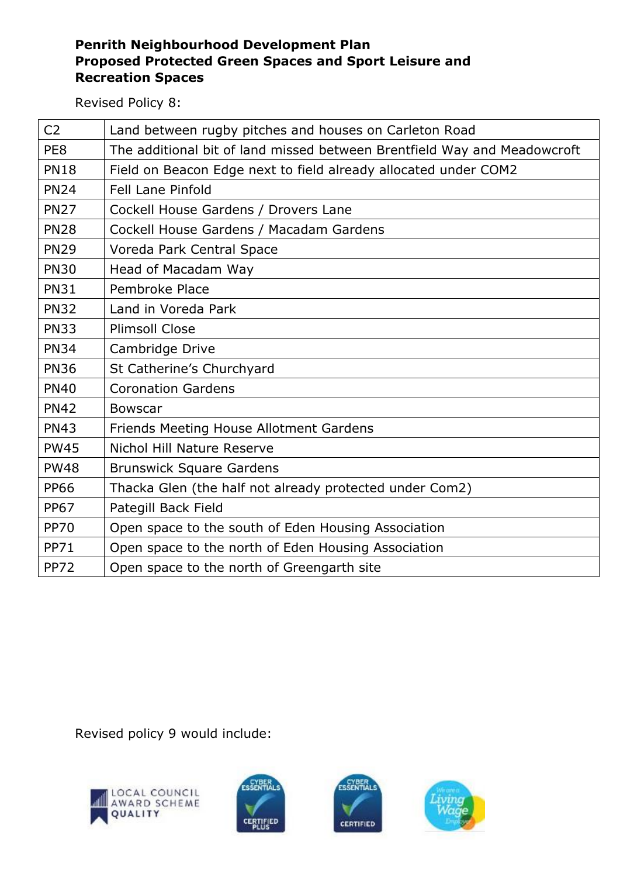**Penrith Neighbourhood Development Plan**
**Proposed Protected Green Spaces and Sport Leisure and Recreation Spaces**

Revised Policy 8:

| | |
|---|---|
| C2 | Land between rugby pitches and houses on Carleton Road |
| PE8 | The additional bit of land missed between Brentfield Way and Meadowcroft |
| PN18 | Field on Beacon Edge next to field already allocated under COM2 |
| PN24 | Fell Lane Pinfold |
| PN27 | Cockell House Gardens / Drovers Lane |
| PN28 | Cockell House Gardens / Macadam Gardens |
| PN29 | Voreda Park Central Space |
| PN30 | Head of Macadam Way |
| PN31 | Pembroke Place |
| PN32 | Land in Voreda Park |
| PN33 | Plimsoll Close |
| PN34 | Cambridge Drive |
| PN36 | St Catherine's Churchyard |
| PN40 | Coronation Gardens |
| PN42 | Bowscar |
| PN43 | Friends Meeting House Allotment Gardens |
| PW45 | Nichol Hill Nature Reserve |
| PW48 | Brunswick Square Gardens |
| PP66 | Thacka Glen (the half not already protected under Com2) |
| PP67 | Pategill Back Field |
| PP70 | Open space to the south of Eden Housing Association |
| PP71 | Open space to the north of Eden Housing Association |
| PP72 | Open space to the north of Greengarth site |

Revised policy 9 would include: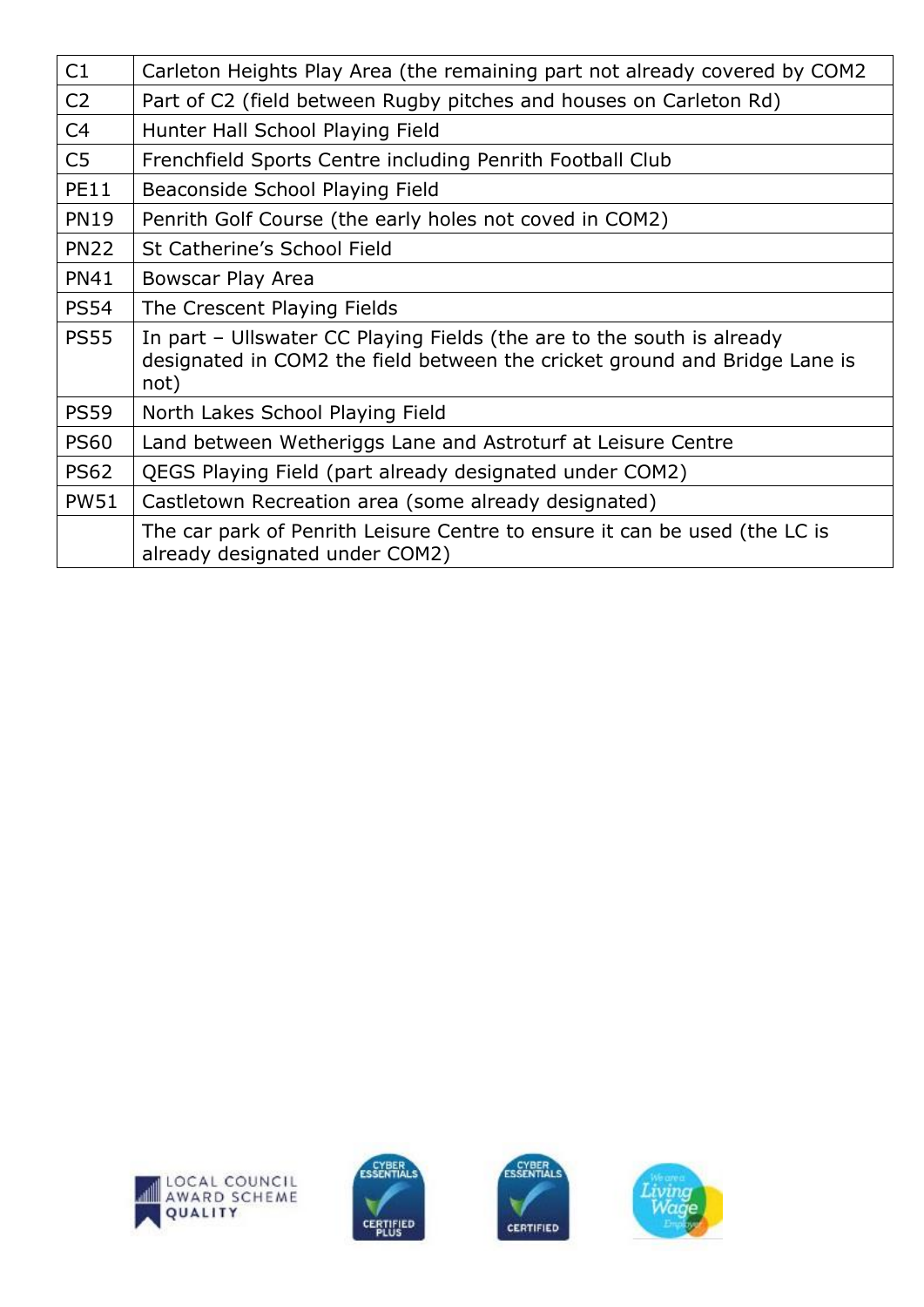| | |
|---|---|
| C1 | Carleton Heights Play Area (the remaining part not already covered by COM2 |
| C2 | Part of C2 (field between Rugby pitches and houses on Carleton Rd) |
| C4 | Hunter Hall School Playing Field |
| C5 | Frenchfield Sports Centre including Penrith Football Club |
| PE11 | Beaconside School Playing Field |
| PN19 | Penrith Golf Course (the early holes not coved in COM2) |
| PN22 | St Catherine's School Field |
| PN41 | Bowscar Play Area |
| PS54 | The Crescent Playing Fields |
| PS55 | In part – Ullswater CC Playing Fields (the are to the south is already designated in COM2 the field between the cricket ground and Bridge Lane is not) |
| PS59 | North Lakes School Playing Field |
| PS60 | Land between Wetheriggs Lane and Astroturf at Leisure Centre |
| PS62 | QEGS Playing Field (part already designated under COM2) |
| PW51 | Castletown Recreation area (some already designated) |
| | The car park of Penrith Leisure Centre to ensure it can be used (the LC is already designated under COM2) |